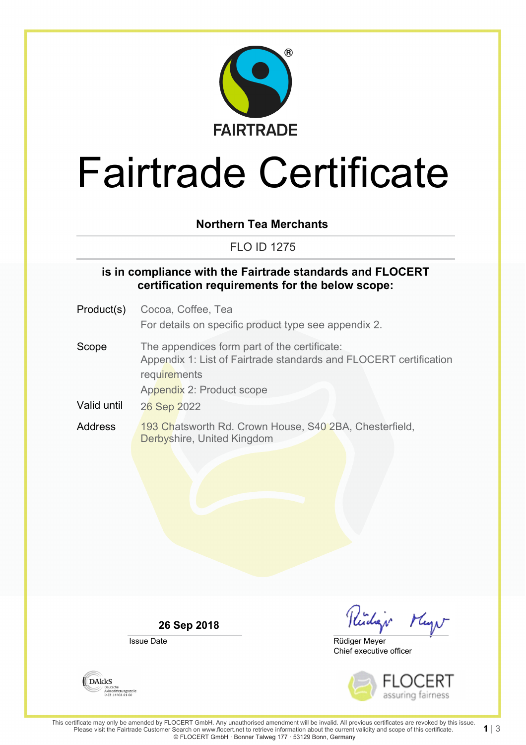FAIRTRADE

# Fairtrade Certificate

**Northern Tea Merchants**

FLO ID 1275

**is in compliance with the Fairtrade standards and FLOCERT certification requirements for the below scope:**

| | |
|---|---|
| Product(s) | Cocoa, Coffee, Tea<br>For details on specific product type see appendix 2. |
| Scope | The appendices form part of the certificate:<br>Appendix 1: List of Fairtrade standards and FLOCERT certification requirements<br>Appendix 2: Product scope |
| Valid until | 26 Sep 2022 |
| Address | 193 Chatsworth Rd. Crown House, S40 2BA, Chesterfield, Derbyshire, United Kingdom |

**26 Sep 2018**
Issue Date

Rüdiger Meyer
Chief executive officer

DAkkS Deutsche Akkreditierungsstelle D-ZE-14408-01-00

FLOCERT assuring fairness

This certificate may only be amended by FLOCERT GmbH. Any unauthorised amendment will be invalid. All previous certificates are revoked by this issue. Please visit the Fairtrade Customer Search on www.flocert.net to retrieve information about the current validity and scope of this certificate.
© FLOCERT GmbH · Bonner Talweg 177 · 53129 Bonn, Germany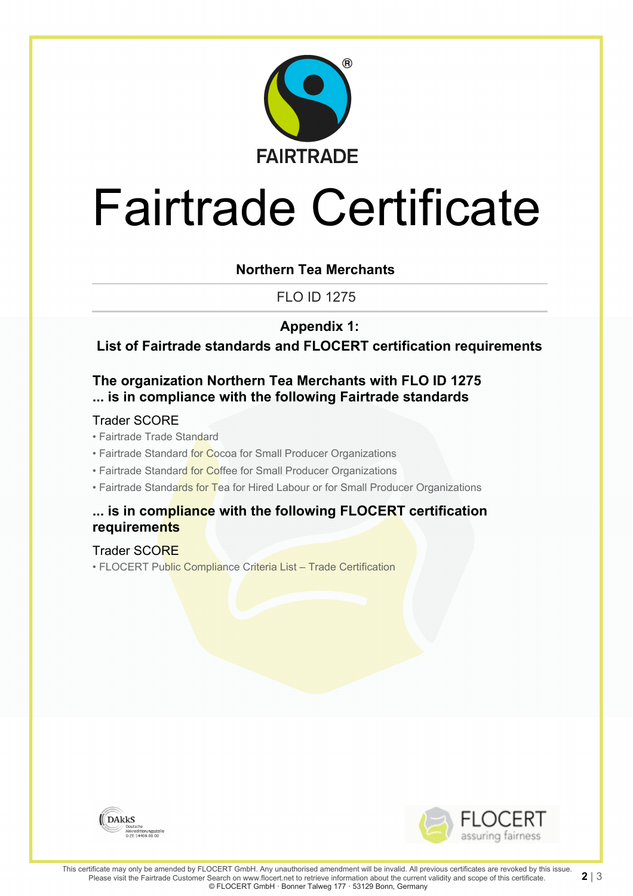FAIRTRADE

# Fairtrade Certificate

**Northern Tea Merchants**

FLO ID 1275

**Appendix 1:**

**List of Fairtrade standards and FLOCERT certification requirements**

### The organization Northern Tea Merchants with FLO ID 1275 ... is in compliance with the following Fairtrade standards

Trader SCORE

- Fairtrade Trade Standard
- Fairtrade Standard for Cocoa for Small Producer Organizations
- Fairtrade Standard for Coffee for Small Producer Organizations
- Fairtrade Standards for Tea for Hired Labour or for Small Producer Organizations

### ... is in compliance with the following FLOCERT certification requirements

Trader SCORE

- FLOCERT Public Compliance Criteria List – Trade Certification

DAkkS Deutsche Akkreditierungsstelle D-ZE-14408-01-00

FLOCERT assuring fairness

This certificate may only be amended by FLOCERT GmbH. Any unauthorised amendment will be invalid. All previous certificates are revoked by this issue. Please visit the Fairtrade Customer Search on www.flocert.net to retrieve information about the current validity and scope of this certificate.
© FLOCERT GmbH · Bonner Talweg 177 · 53129 Bonn, Germany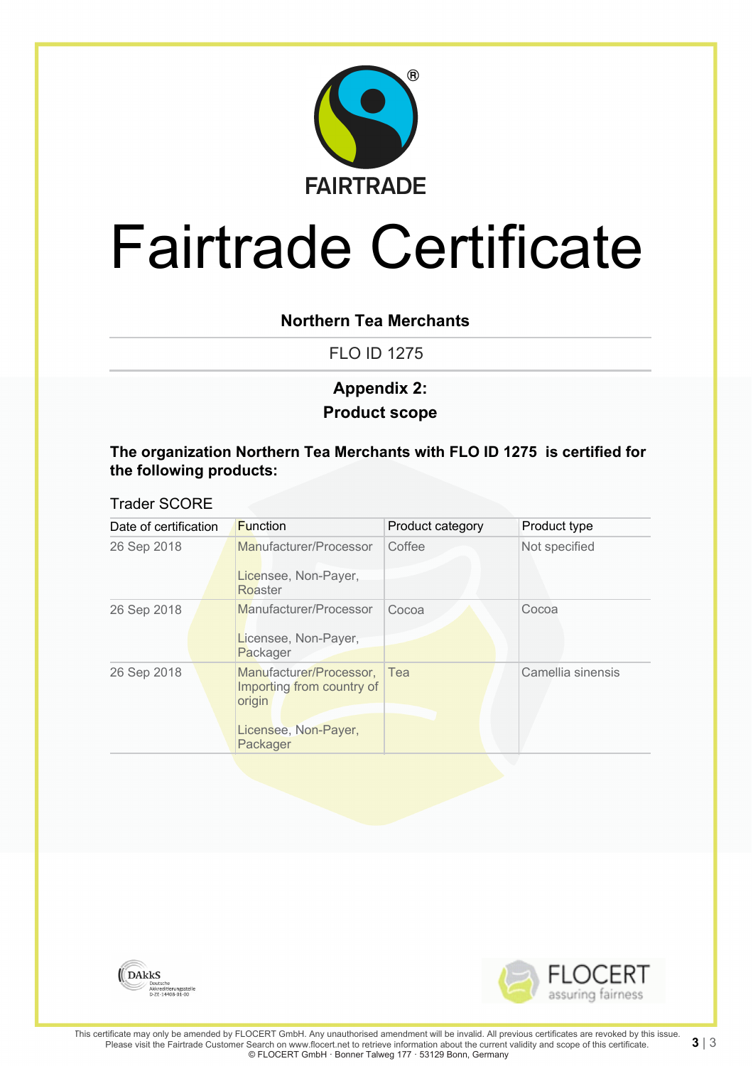FAIRTRADE

# Fairtrade Certificate

**Northern Tea Merchants**

FLO ID 1275

**Appendix 2:**
**Product scope**

**The organization Northern Tea Merchants with FLO ID 1275 is certified for the following products:**

Trader SCORE

| Date of certification | Function | Product category | Product type |
|---|---|---|---|
| 26 Sep 2018 | Manufacturer/Processor<br><br>Licensee, Non-Payer, Roaster | Coffee | Not specified |
| 26 Sep 2018 | Manufacturer/Processor<br><br>Licensee, Non-Payer, Packager | Cocoa | Cocoa |
| 26 Sep 2018 | Manufacturer/Processor, Importing from country of origin<br><br>Licensee, Non-Payer, Packager | Tea | Camellia sinensis |

DAkkS Deutsche Akkreditierungsstelle D-ZE-14408-01-00

FLOCERT assuring fairness

This certificate may only be amended by FLOCERT GmbH. Any unauthorised amendment will be invalid. All previous certificates are revoked by this issue. Please visit the Fairtrade Customer Search on www.flocert.net to retrieve information about the current validity and scope of this certificate.
© FLOCERT GmbH · Bonner Talweg 177 · 53129 Bonn, Germany